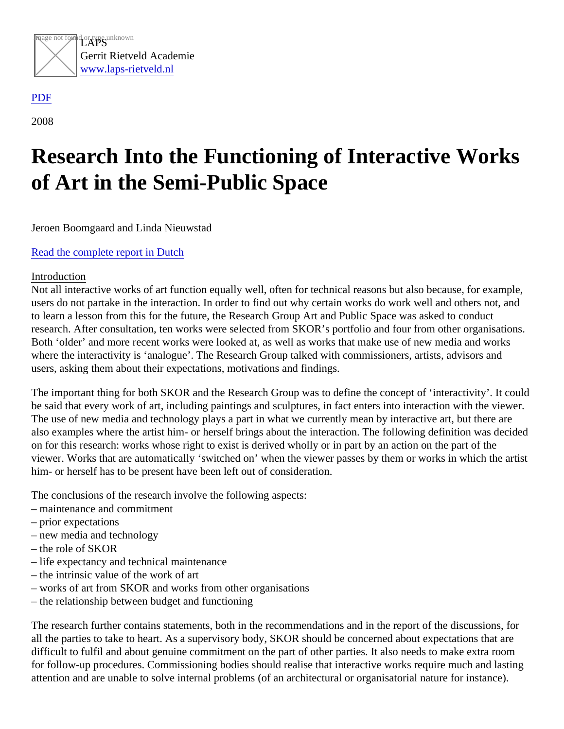LAPS
Gerrit Rietveld Academie
www.laps-rietveld.nl

PDF

2008

# Research Into the Functioning of Interactive Works of Art in the Semi-Public Space

Jeroen Boomgaard and Linda Nieuwstad

Read the complete report in Dutch

Introduction
Not all interactive works of art function equally well, often for technical reasons but also because, for example, users do not partake in the interaction. In order to find out why certain works do work well and others not, and to learn a lesson from this for the future, the Research Group Art and Public Space was asked to conduct research. After consultation, ten works were selected from SKOR's portfolio and four from other organisations. Both 'older' and more recent works were looked at, as well as works that make use of new media and works where the interactivity is 'analogue'. The Research Group talked with commissioners, artists, advisors and users, asking them about their expectations, motivations and findings.

The important thing for both SKOR and the Research Group was to define the concept of 'interactivity'. It could be said that every work of art, including paintings and sculptures, in fact enters into interaction with the viewer. The use of new media and technology plays a part in what we currently mean by interactive art, but there are also examples where the artist him- or herself brings about the interaction. The following definition was decided on for this research: works whose right to exist is derived wholly or in part by an action on the part of the viewer. Works that are automatically 'switched on' when the viewer passes by them or works in which the artist him- or herself has to be present have been left out of consideration.

The conclusions of the research involve the following aspects:
– maintenance and commitment
– prior expectations
– new media and technology
– the role of SKOR
– life expectancy and technical maintenance
– the intrinsic value of the work of art
– works of art from SKOR and works from other organisations
– the relationship between budget and functioning

The research further contains statements, both in the recommendations and in the report of the discussions, for all the parties to take to heart. As a supervisory body, SKOR should be concerned about expectations that are difficult to fulfil and about genuine commitment on the part of other parties. It also needs to make extra room for follow-up procedures. Commissioning bodies should realise that interactive works require much and lasting attention and are unable to solve internal problems (of an architectural or organisatorial nature for instance).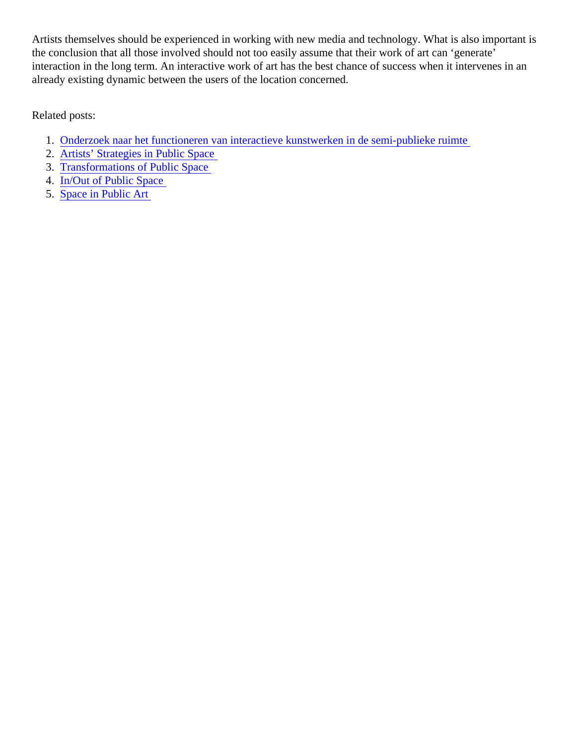Artists themselves should be experienced in working with new media and technology. What is also important is the conclusion that all those involved should not too easily assume that their work of art can 'generate' interaction in the long term. An interactive work of art has the best chance of success when it intervenes in an already existing dynamic between the users of the location concerned.

Related posts:

1. Onderzoek naar het functioneren van interactieve kunstwerken in de semi-publieke ruimte
2. Artists' Strategies in Public Space
3. Transformations of Public Space
4. In/Out of Public Space
5. Space in Public Art